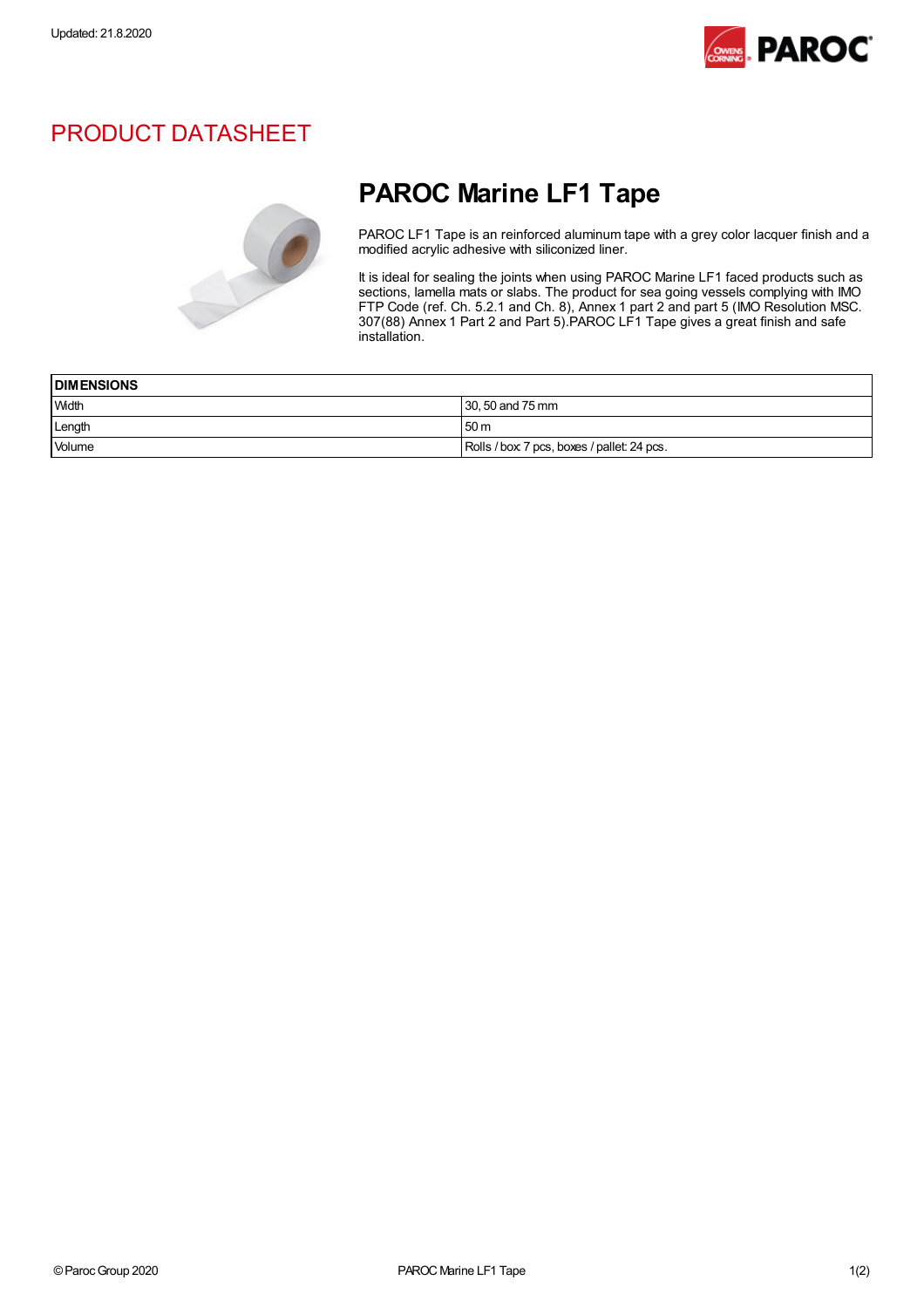Updated: 21.8.2020

## PRODUCT DATASHEET

# PAROC Marine LF1 Tape

PAROC LF1 Tape is an reinforced aluminum tape with a grey color lacquer finish and a modified acrylic adhesive with siliconized liner.

It is ideal for sealing the joints when using PAROC Marine LF1 faced products such as sections, lamella mats or slabs. The product for sea going vessels complying with IMO FTP Code (ref. Ch. 5.2.1 and Ch. 8), Annex 1 part 2 and part 5 (IMO Resolution MSC. 307(88) Annex 1 Part 2 and Part 5).PAROC LF1 Tape gives a great finish and safe installation.

| DIMENSIONS | |
|---|---|
| Width | 30, 50 and 75 mm |
| Length | 50 m |
| Volume | Rolls / box: 7 pcs, boxes / pallet: 24 pcs. |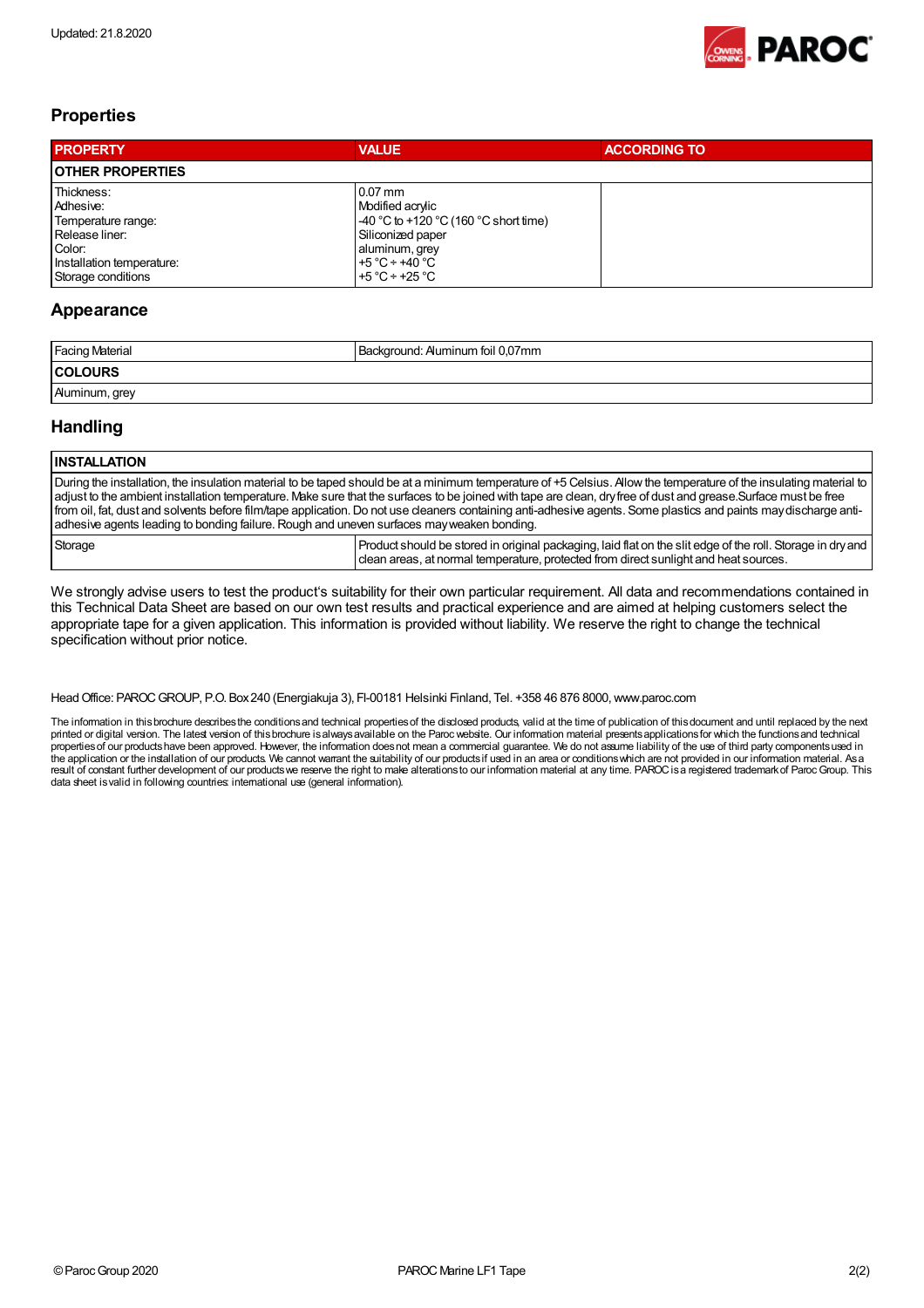Updated: 21.8.2020

## Properties

| PROPERTY | VALUE | ACCORDING TO |
|---|---|---|
| **OTHER PROPERTIES** | | |
| Thickness:<br>Adhesive:<br>Temperature range:<br>Release liner:<br>Color:<br>Installation temperature:<br>Storage conditions | 0.07 mm<br>Modified acrylic<br>-40 °C to +120 °C (160 °C short time)<br>Siliconized paper<br>aluminum, grey<br>+5 °C ÷ +40 °C<br>+5 °C ÷ +25 °C | |

## Appearance

| | |
|---|---|
| Facing Material | Background: Aluminum foil 0,07mm |
| **COLOURS** | |
| Aluminum, grey | |

## Handling

| | |
|---|---|
| **INSTALLATION** | |
| During the installation, the insulation material to be taped should be at a minimum temperature of +5 Celsius. Allow the temperature of the insulating material to adjust to the ambient installation temperature. Make sure that the surfaces to be joined with tape are clean, dry free of dust and grease.Surface must be free from oil, fat, dust and solvents before film/tape application. Do not use cleaners containing anti-adhesive agents. Some plastics and paints may discharge anti-adhesive agents leading to bonding failure. Rough and uneven surfaces may weaken bonding. | |
| Storage | Product should be stored in original packaging, laid flat on the slit edge of the roll. Storage in dry and clean areas, at normal temperature, protected from direct sunlight and heat sources. |

We strongly advise users to test the product's suitability for their own particular requirement. All data and recommendations contained in this Technical Data Sheet are based on our own test results and practical experience and are aimed at helping customers select the appropriate tape for a given application. This information is provided without liability. We reserve the right to change the technical specification without prior notice.

Head Office: PAROC GROUP, P.O. Box 240 (Energiakuja 3), FI-00181 Helsinki Finland, Tel. +358 46 876 8000, www.paroc.com

The information in this brochure describes the conditions and technical properties of the disclosed products, valid at the time of publication of this document and until replaced by the next printed or digital version. The latest version of this brochure is always available on the Paroc website. Our information material presents applications for which the functions and technical properties of our products have been approved. However, the information does not mean a commercial guarantee. We do not assume liability of the use of third party components used in the application or the installation of our products. We cannot warrant the suitability of our products if used in an area or conditions which are not provided in our information material. As a result of constant further development of our products we reserve the right to make alterations to our information material at any time. PAROC is a registered trademark of Paroc Group. This data sheet is valid in following countries: international use (general information).

© Paroc Group 2020

PAROC Marine LF1 Tape